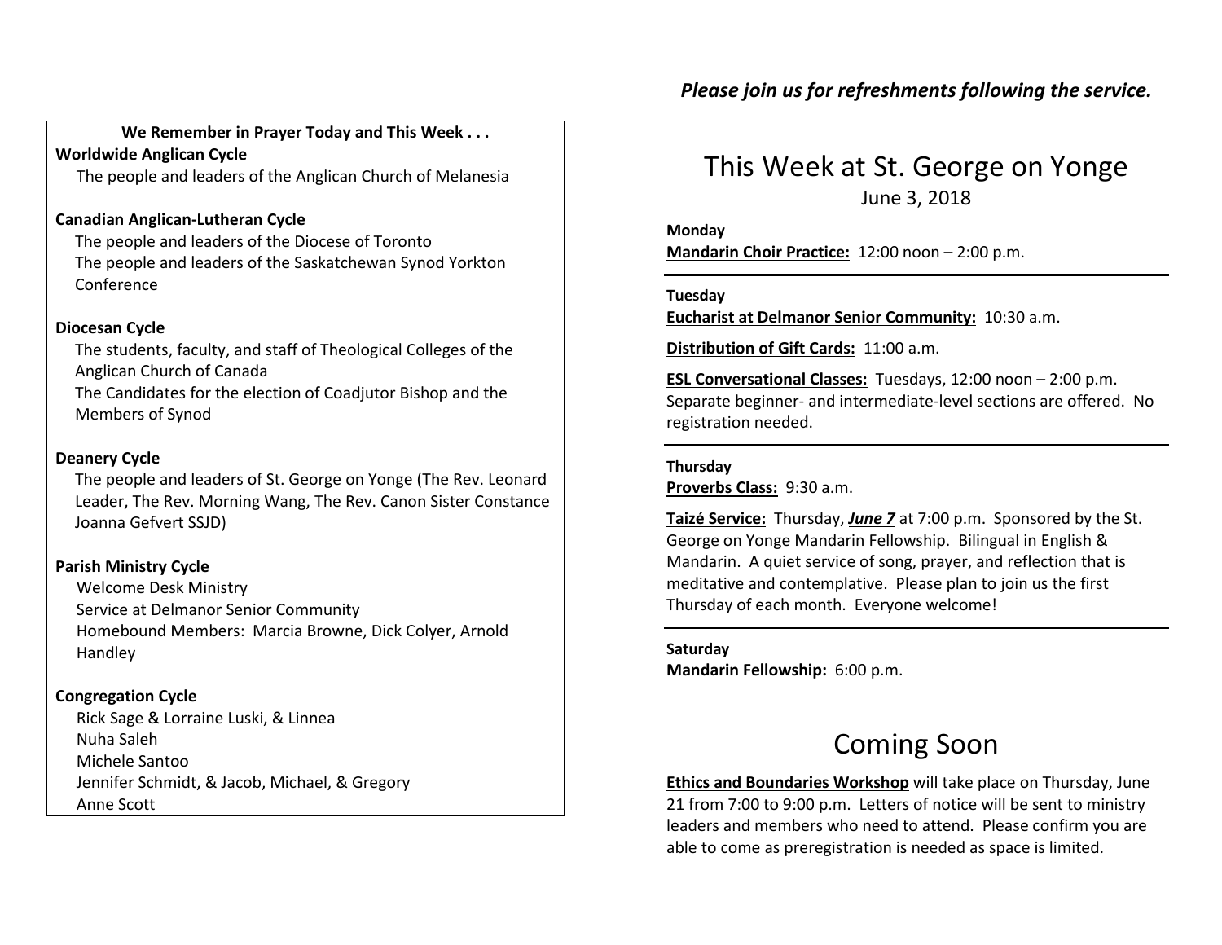**We Remember in Prayer Today and This Week . . .**

**Worldwide Anglican Cycle**

The people and leaders of the Anglican Church of Melanesia

**Canadian Anglican-Lutheran Cycle**

The people and leaders of the Diocese of Toronto
The people and leaders of the Saskatchewan Synod Yorkton Conference

**Diocesan Cycle**

The students, faculty, and staff of Theological Colleges of the Anglican Church of Canada
The Candidates for the election of Coadjutor Bishop and the Members of Synod

**Deanery Cycle**

The people and leaders of St. George on Yonge (The Rev. Leonard Leader, The Rev. Morning Wang, The Rev. Canon Sister Constance Joanna Gefvert SSJD)

**Parish Ministry Cycle**

Welcome Desk Ministry
Service at Delmanor Senior Community
Homebound Members: Marcia Browne, Dick Colyer, Arnold Handley

**Congregation Cycle**

Rick Sage & Lorraine Luski, & Linnea
Nuha Saleh
Michele Santoo
Jennifer Schmidt, & Jacob, Michael, & Gregory
Anne Scott

***Please join us for refreshments following the service.***

# This Week at St. George on Yonge

June 3, 2018

**Monday**
**Mandarin Choir Practice:** 12:00 noon – 2:00 p.m.

---

**Tuesday**
**Eucharist at Delmanor Senior Community:** 10:30 a.m.

**Distribution of Gift Cards:** 11:00 a.m.

**ESL Conversational Classes:** Tuesdays, 12:00 noon – 2:00 p.m. Separate beginner- and intermediate-level sections are offered. No registration needed.

---

**Thursday**
**Proverbs Class:** 9:30 a.m.

**Taizé Service:** Thursday, ***June 7*** at 7:00 p.m. Sponsored by the St. George on Yonge Mandarin Fellowship. Bilingual in English & Mandarin. A quiet service of song, prayer, and reflection that is meditative and contemplative. Please plan to join us the first Thursday of each month. Everyone welcome!

---

**Saturday**
**Mandarin Fellowship:** 6:00 p.m.

# Coming Soon

**Ethics and Boundaries Workshop** will take place on Thursday, June 21 from 7:00 to 9:00 p.m. Letters of notice will be sent to ministry leaders and members who need to attend. Please confirm you are able to come as preregistration is needed as space is limited.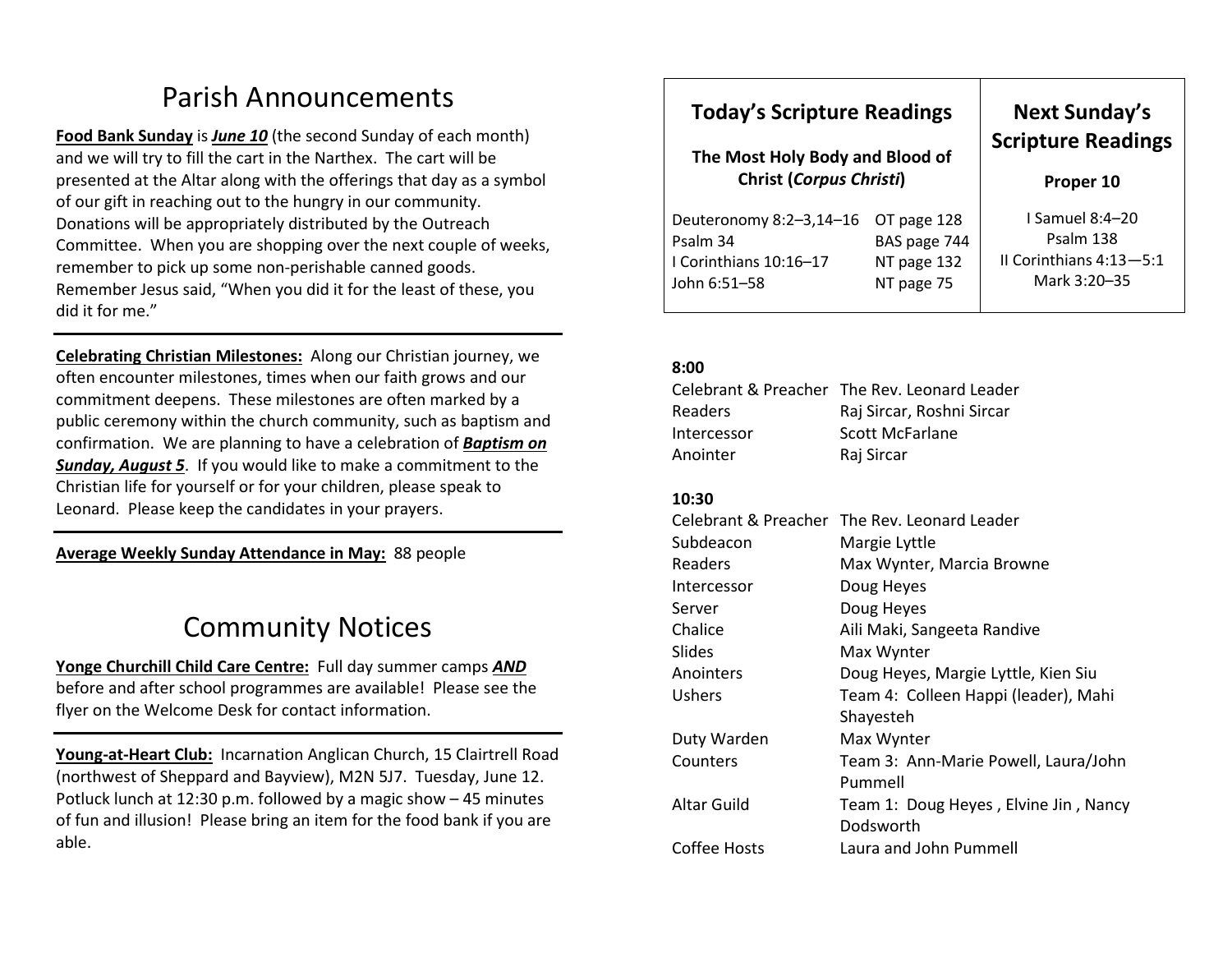# Parish Announcements

**Food Bank Sunday** is ***June 10*** (the second Sunday of each month) and we will try to fill the cart in the Narthex. The cart will be presented at the Altar along with the offerings that day as a symbol of our gift in reaching out to the hungry in our community. Donations will be appropriately distributed by the Outreach Committee. When you are shopping over the next couple of weeks, remember to pick up some non-perishable canned goods. Remember Jesus said, "When you did it for the least of these, you did it for me."

---

**Celebrating Christian Milestones:** Along our Christian journey, we often encounter milestones, times when our faith grows and our commitment deepens. These milestones are often marked by a public ceremony within the church community, such as baptism and confirmation. We are planning to have a celebration of ***Baptism on Sunday, August 5***. If you would like to make a commitment to the Christian life for yourself or for your children, please speak to Leonard. Please keep the candidates in your prayers.

---

**Average Weekly Sunday Attendance in May:** 88 people

# Community Notices

**Yonge Churchill Child Care Centre:** Full day summer camps ***AND*** before and after school programmes are available! Please see the flyer on the Welcome Desk for contact information.

---

**Young-at-Heart Club:** Incarnation Anglican Church, 15 Clairtrell Road (northwest of Sheppard and Bayview), M2N 5J7. Tuesday, June 12. Potluck lunch at 12:30 p.m. followed by a magic show – 45 minutes of fun and illusion! Please bring an item for the food bank if you are able.

## Today's Scripture Readings

**The Most Holy Body and Blood of Christ (*Corpus Christi*)**

| | |
|---|---|
| Deuteronomy 8:2–3,14–16 | OT page 128 |
| Psalm 34 | BAS page 744 |
| I Corinthians 10:16–17 | NT page 132 |
| John 6:51–58 | NT page 75 |

## Next Sunday's Scripture Readings

**Proper 10**

I Samuel 8:4–20
Psalm 138
II Corinthians 4:13—5:1
Mark 3:20–35

**8:00**

| | |
|---|---|
| Celebrant & Preacher | The Rev. Leonard Leader |
| Readers | Raj Sircar, Roshni Sircar |
| Intercessor | Scott McFarlane |
| Anointer | Raj Sircar |

**10:30**

| | |
|---|---|
| Celebrant & Preacher | The Rev. Leonard Leader |
| Subdeacon | Margie Lyttle |
| Readers | Max Wynter, Marcia Browne |
| Intercessor | Doug Heyes |
| Server | Doug Heyes |
| Chalice | Aili Maki, Sangeeta Randive |
| Slides | Max Wynter |
| Anointers | Doug Heyes, Margie Lyttle, Kien Siu |
| Ushers | Team 4: Colleen Happi (leader), Mahi Shayesteh |
| Duty Warden | Max Wynter |
| Counters | Team 3: Ann-Marie Powell, Laura/John Pummell |
| Altar Guild | Team 1: Doug Heyes , Elvine Jin , Nancy Dodsworth |
| Coffee Hosts | Laura and John Pummell |